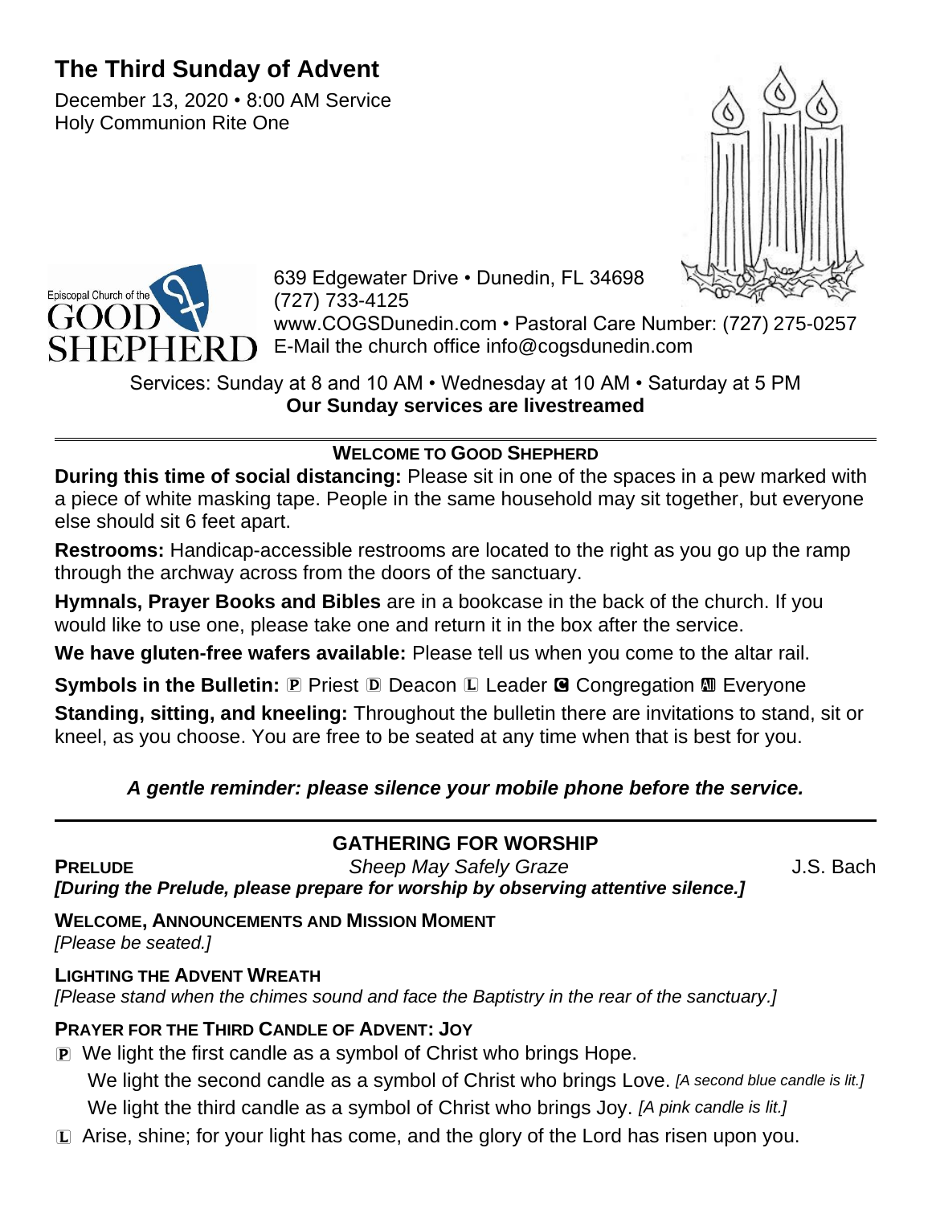# The Third Sunday of Advent

December 13, 2020 • 8:00 AM Service
Holy Communion Rite One

Episcopal Church of the GOOD SHEPHERD

639 Edgewater Drive • Dunedin, FL 34698
(727) 733-4125
www.COGSDunedin.com • Pastoral Care Number: (727) 275-0257
E-Mail the church office info@cogsdunedin.com

Services: Sunday at 8 and 10 AM • Wednesday at 10 AM • Saturday at 5 PM
**Our Sunday services are livestreamed**

---

## WELCOME TO GOOD SHEPHERD

**During this time of social distancing:** Please sit in one of the spaces in a pew marked with a piece of white masking tape. People in the same household may sit together, but everyone else should sit 6 feet apart.

**Restrooms:** Handicap-accessible restrooms are located to the right as you go up the ramp through the archway across from the doors of the sanctuary.

**Hymnals, Prayer Books and Bibles** are in a bookcase in the back of the church. If you would like to use one, please take one and return it in the box after the service.

**We have gluten-free wafers available:** Please tell us when you come to the altar rail.

**Symbols in the Bulletin:** Ⓟ Priest Ⓓ Deacon Ⓛ Leader Ⓒ Congregation Ⓐ Everyone

**Standing, sitting, and kneeling:** Throughout the bulletin there are invitations to stand, sit or kneel, as you choose. You are free to be seated at any time when that is best for you.

***A gentle reminder: please silence your mobile phone before the service.***

---

## GATHERING FOR WORSHIP

**PRELUDE** *Sheep May Safely Graze* J.S. Bach

***[During the Prelude, please prepare for worship by observing attentive silence.]***

**WELCOME, ANNOUNCEMENTS AND MISSION MOMENT**
*[Please be seated.]*

**LIGHTING THE ADVENT WREATH**
*[Please stand when the chimes sound and face the Baptistry in the rear of the sanctuary.]*

**PRAYER FOR THE THIRD CANDLE OF ADVENT: JOY**

Ⓟ We light the first candle as a symbol of Christ who brings Hope.
We light the second candle as a symbol of Christ who brings Love. *[A second blue candle is lit.]*
We light the third candle as a symbol of Christ who brings Joy. *[A pink candle is lit.]*

Ⓛ Arise, shine; for your light has come, and the glory of the Lord has risen upon you.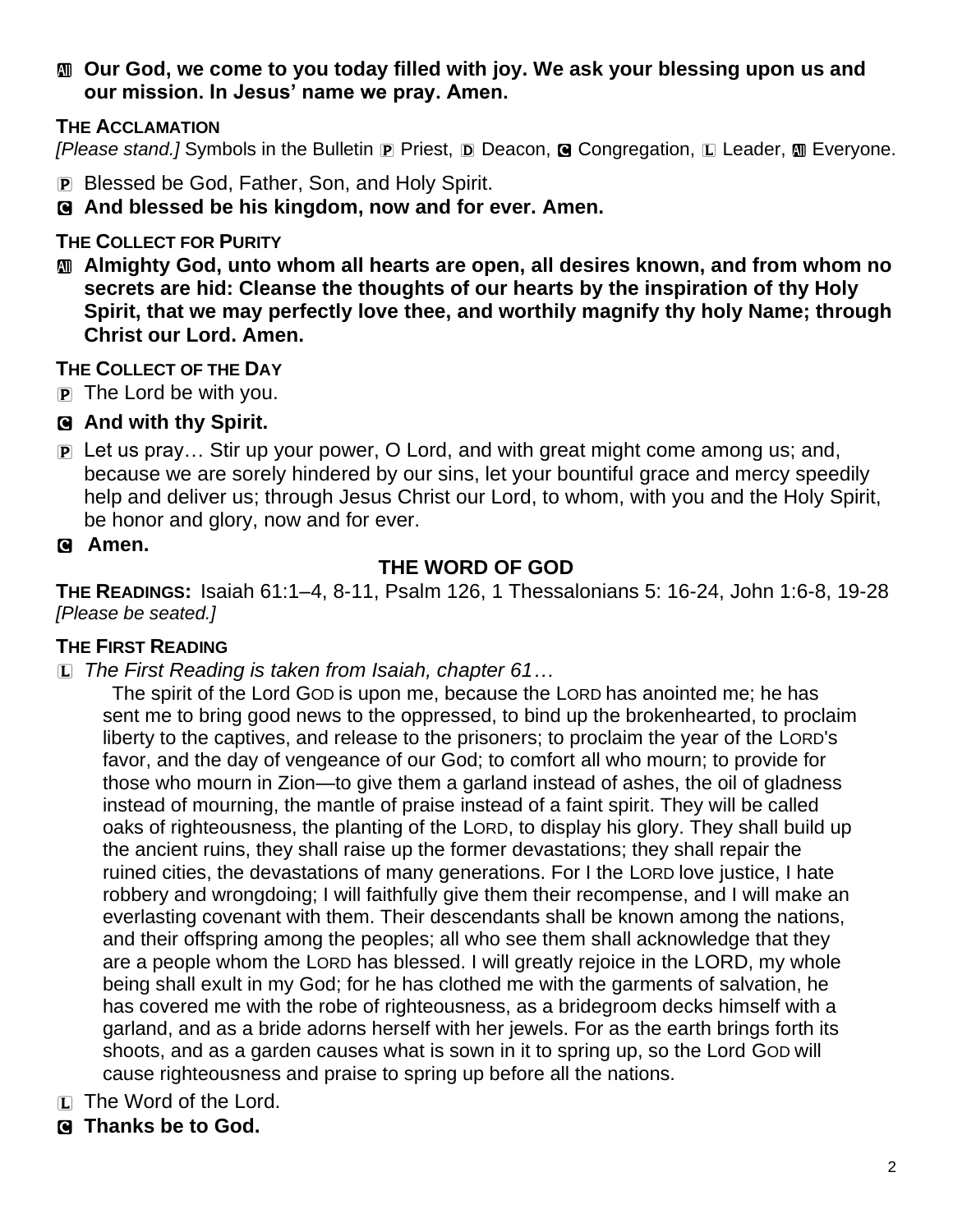Ⓐ **Our God, we come to you today filled with joy. We ask your blessing upon us and our mission. In Jesus' name we pray. Amen.**

**THE ACCLAMATION**

*[Please stand.]* Symbols in the Bulletin Ⓟ Priest, Ⓓ Deacon, Ⓒ Congregation, Ⓛ Leader, Ⓐ Everyone.

Ⓟ Blessed be God, Father, Son, and Holy Spirit.

Ⓒ **And blessed be his kingdom, now and for ever. Amen.**

**THE COLLECT FOR PURITY**

Ⓐ **Almighty God, unto whom all hearts are open, all desires known, and from whom no secrets are hid: Cleanse the thoughts of our hearts by the inspiration of thy Holy Spirit, that we may perfectly love thee, and worthily magnify thy holy Name; through Christ our Lord. Amen.**

**THE COLLECT OF THE DAY**

Ⓟ The Lord be with you.

Ⓒ **And with thy Spirit.**

Ⓟ Let us pray… Stir up your power, O Lord, and with great might come among us; and, because we are sorely hindered by our sins, let your bountiful grace and mercy speedily help and deliver us; through Jesus Christ our Lord, to whom, with you and the Holy Spirit, be honor and glory, now and for ever.

Ⓒ **Amen.**

## THE WORD OF GOD

**THE READINGS:** Isaiah 61:1–4, 8-11, Psalm 126, 1 Thessalonians 5: 16-24, John 1:6-8, 19-28
*[Please be seated.]*

**THE FIRST READING**

Ⓛ *The First Reading is taken from Isaiah, chapter 61…*

The spirit of the Lord GOD is upon me, because the LORD has anointed me; he has sent me to bring good news to the oppressed, to bind up the brokenhearted, to proclaim liberty to the captives, and release to the prisoners; to proclaim the year of the LORD's favor, and the day of vengeance of our God; to comfort all who mourn; to provide for those who mourn in Zion—to give them a garland instead of ashes, the oil of gladness instead of mourning, the mantle of praise instead of a faint spirit. They will be called oaks of righteousness, the planting of the LORD, to display his glory. They shall build up the ancient ruins, they shall raise up the former devastations; they shall repair the ruined cities, the devastations of many generations. For I the LORD love justice, I hate robbery and wrongdoing; I will faithfully give them their recompense, and I will make an everlasting covenant with them. Their descendants shall be known among the nations, and their offspring among the peoples; all who see them shall acknowledge that they are a people whom the LORD has blessed. I will greatly rejoice in the LORD, my whole being shall exult in my God; for he has clothed me with the garments of salvation, he has covered me with the robe of righteousness, as a bridegroom decks himself with a garland, and as a bride adorns herself with her jewels. For as the earth brings forth its shoots, and as a garden causes what is sown in it to spring up, so the Lord GOD will cause righteousness and praise to spring up before all the nations.

Ⓛ The Word of the Lord.

Ⓒ **Thanks be to God.**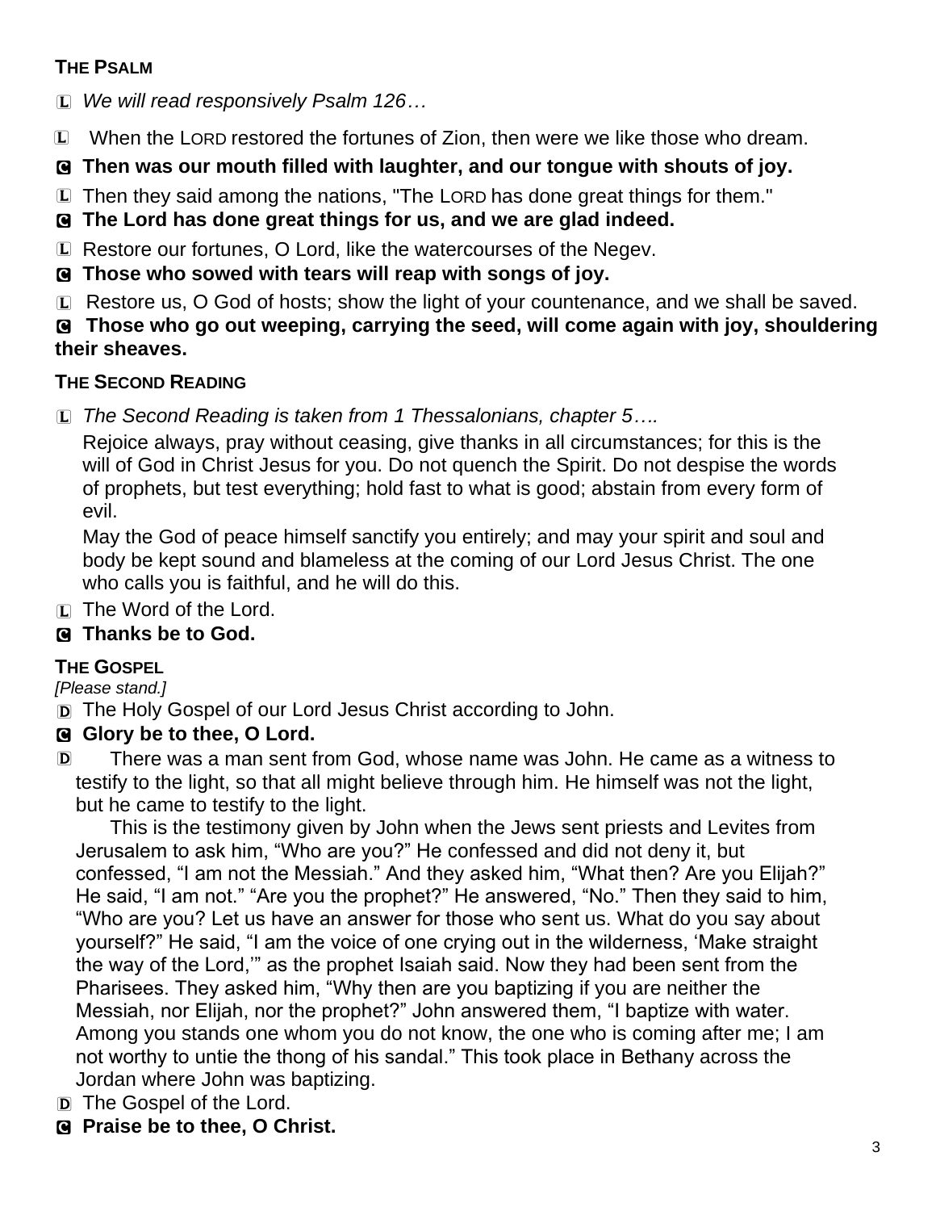**THE PSALM**

L *We will read responsively Psalm 126…*

L When the LORD restored the fortunes of Zion, then were we like those who dream.

C **Then was our mouth filled with laughter, and our tongue with shouts of joy.**

L Then they said among the nations, "The LORD has done great things for them."

C **The Lord has done great things for us, and we are glad indeed.**

L Restore our fortunes, O Lord, like the watercourses of the Negev.

C **Those who sowed with tears will reap with songs of joy.**

L Restore us, O God of hosts; show the light of your countenance, and we shall be saved.

C **Those who go out weeping, carrying the seed, will come again with joy, shouldering their sheaves.**

**THE SECOND READING**

L *The Second Reading is taken from 1 Thessalonians, chapter 5….*

Rejoice always, pray without ceasing, give thanks in all circumstances; for this is the will of God in Christ Jesus for you. Do not quench the Spirit. Do not despise the words of prophets, but test everything; hold fast to what is good; abstain from every form of evil.

May the God of peace himself sanctify you entirely; and may your spirit and soul and body be kept sound and blameless at the coming of our Lord Jesus Christ. The one who calls you is faithful, and he will do this.

L The Word of the Lord.

C **Thanks be to God.**

**THE GOSPEL**

*[Please stand.]*

D The Holy Gospel of our Lord Jesus Christ according to John.

C **Glory be to thee, O Lord.**

D There was a man sent from God, whose name was John. He came as a witness to testify to the light, so that all might believe through him. He himself was not the light, but he came to testify to the light.

This is the testimony given by John when the Jews sent priests and Levites from Jerusalem to ask him, "Who are you?" He confessed and did not deny it, but confessed, "I am not the Messiah." And they asked him, "What then? Are you Elijah?" He said, "I am not." "Are you the prophet?" He answered, "No." Then they said to him, "Who are you? Let us have an answer for those who sent us. What do you say about yourself?" He said, "I am the voice of one crying out in the wilderness, 'Make straight the way of the Lord,'" as the prophet Isaiah said. Now they had been sent from the Pharisees. They asked him, "Why then are you baptizing if you are neither the Messiah, nor Elijah, nor the prophet?" John answered them, "I baptize with water. Among you stands one whom you do not know, the one who is coming after me; I am not worthy to untie the thong of his sandal." This took place in Bethany across the Jordan where John was baptizing.

D The Gospel of the Lord.

C **Praise be to thee, O Christ.**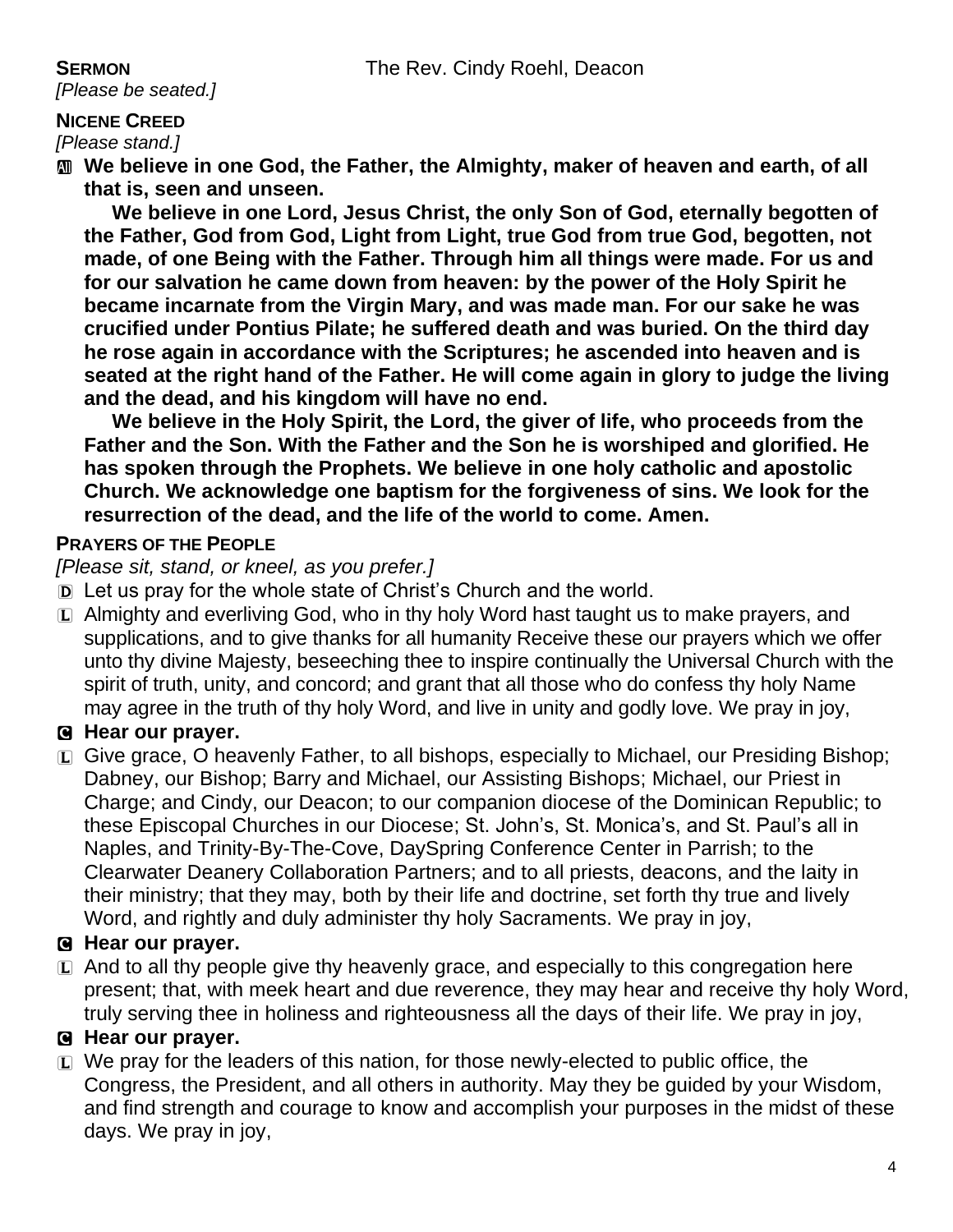**SERMON** The Rev. Cindy Roehl, Deacon

*[Please be seated.]*

**NICENE CREED**

*[Please stand.]*

Ⓐ **We believe in one God, the Father, the Almighty, maker of heaven and earth, of all that is, seen and unseen.**

**We believe in one Lord, Jesus Christ, the only Son of God, eternally begotten of the Father, God from God, Light from Light, true God from true God, begotten, not made, of one Being with the Father. Through him all things were made. For us and for our salvation he came down from heaven: by the power of the Holy Spirit he became incarnate from the Virgin Mary, and was made man. For our sake he was crucified under Pontius Pilate; he suffered death and was buried. On the third day he rose again in accordance with the Scriptures; he ascended into heaven and is seated at the right hand of the Father. He will come again in glory to judge the living and the dead, and his kingdom will have no end.**

**We believe in the Holy Spirit, the Lord, the giver of life, who proceeds from the Father and the Son. With the Father and the Son he is worshiped and glorified. He has spoken through the Prophets. We believe in one holy catholic and apostolic Church. We acknowledge one baptism for the forgiveness of sins. We look for the resurrection of the dead, and the life of the world to come. Amen.**

**PRAYERS OF THE PEOPLE**

*[Please sit, stand, or kneel, as you prefer.]*

Ⓓ Let us pray for the whole state of Christ's Church and the world.

Ⓛ Almighty and everliving God, who in thy holy Word hast taught us to make prayers, and supplications, and to give thanks for all humanity Receive these our prayers which we offer unto thy divine Majesty, beseeching thee to inspire continually the Universal Church with the spirit of truth, unity, and concord; and grant that all those who do confess thy holy Name may agree in the truth of thy holy Word, and live in unity and godly love. We pray in joy,

Ⓒ **Hear our prayer.**

Ⓛ Give grace, O heavenly Father, to all bishops, especially to Michael, our Presiding Bishop; Dabney, our Bishop; Barry and Michael, our Assisting Bishops; Michael, our Priest in Charge; and Cindy, our Deacon; to our companion diocese of the Dominican Republic; to these Episcopal Churches in our Diocese; St. John's, St. Monica's, and St. Paul's all in Naples, and Trinity-By-The-Cove, DaySpring Conference Center in Parrish; to the Clearwater Deanery Collaboration Partners; and to all priests, deacons, and the laity in their ministry; that they may, both by their life and doctrine, set forth thy true and lively Word, and rightly and duly administer thy holy Sacraments. We pray in joy,

Ⓒ **Hear our prayer.**

Ⓛ And to all thy people give thy heavenly grace, and especially to this congregation here present; that, with meek heart and due reverence, they may hear and receive thy holy Word, truly serving thee in holiness and righteousness all the days of their life. We pray in joy,

Ⓒ **Hear our prayer.**

Ⓛ We pray for the leaders of this nation, for those newly-elected to public office, the Congress, the President, and all others in authority. May they be guided by your Wisdom, and find strength and courage to know and accomplish your purposes in the midst of these days. We pray in joy,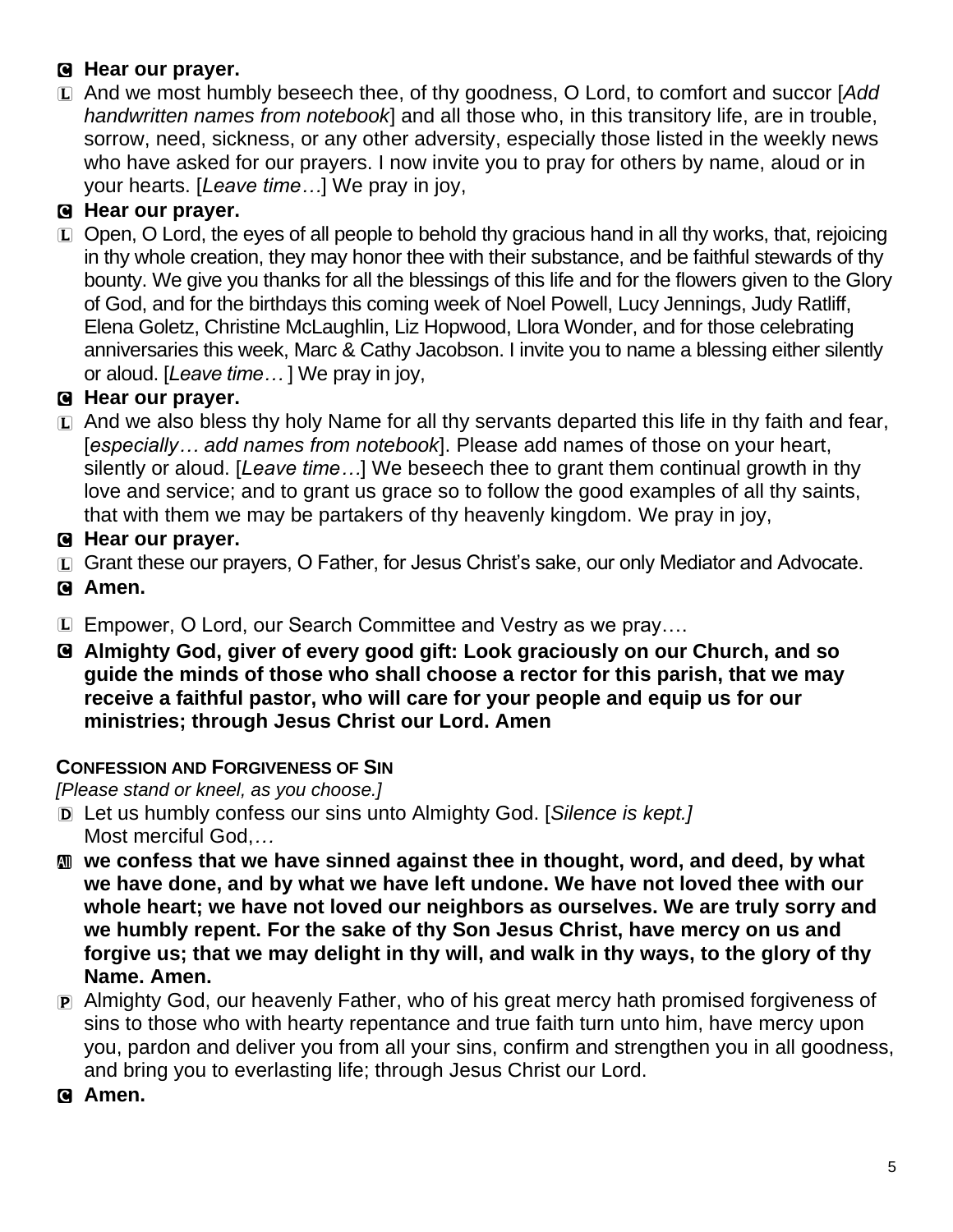C **Hear our prayer.**

L And we most humbly beseech thee, of thy goodness, O Lord, to comfort and succor [*Add handwritten names from notebook*] and all those who, in this transitory life, are in trouble, sorrow, need, sickness, or any other adversity, especially those listed in the weekly news who have asked for our prayers. I now invite you to pray for others by name, aloud or in your hearts. [*Leave time…*] We pray in joy,

C **Hear our prayer.**

L Open, O Lord, the eyes of all people to behold thy gracious hand in all thy works, that, rejoicing in thy whole creation, they may honor thee with their substance, and be faithful stewards of thy bounty. We give you thanks for all the blessings of this life and for the flowers given to the Glory of God, and for the birthdays this coming week of Noel Powell, Lucy Jennings, Judy Ratliff, Elena Goletz, Christine McLaughlin, Liz Hopwood, Llora Wonder, and for those celebrating anniversaries this week, Marc & Cathy Jacobson. I invite you to name a blessing either silently or aloud. [*Leave time…* ] We pray in joy,

C **Hear our prayer.**

L And we also bless thy holy Name for all thy servants departed this life in thy faith and fear, [*especially… add names from notebook*]. Please add names of those on your heart, silently or aloud. [*Leave time…*] We beseech thee to grant them continual growth in thy love and service; and to grant us grace so to follow the good examples of all thy saints, that with them we may be partakers of thy heavenly kingdom. We pray in joy,

C **Hear our prayer.**

L Grant these our prayers, O Father, for Jesus Christ's sake, our only Mediator and Advocate.

C **Amen.**

L Empower, O Lord, our Search Committee and Vestry as we pray….

C **Almighty God, giver of every good gift: Look graciously on our Church, and so guide the minds of those who shall choose a rector for this parish, that we may receive a faithful pastor, who will care for your people and equip us for our ministries; through Jesus Christ our Lord. Amen**

### CONFESSION AND FORGIVENESS OF SIN

*[Please stand or kneel, as you choose.]*

D Let us humbly confess our sins unto Almighty God. [*Silence is kept.]*
Most merciful God,*…*

All **we confess that we have sinned against thee in thought, word, and deed, by what we have done, and by what we have left undone. We have not loved thee with our whole heart; we have not loved our neighbors as ourselves. We are truly sorry and we humbly repent. For the sake of thy Son Jesus Christ, have mercy on us and forgive us; that we may delight in thy will, and walk in thy ways, to the glory of thy Name. Amen.**

P Almighty God, our heavenly Father, who of his great mercy hath promised forgiveness of sins to those who with hearty repentance and true faith turn unto him, have mercy upon you, pardon and deliver you from all your sins, confirm and strengthen you in all goodness, and bring you to everlasting life; through Jesus Christ our Lord.

C **Amen.**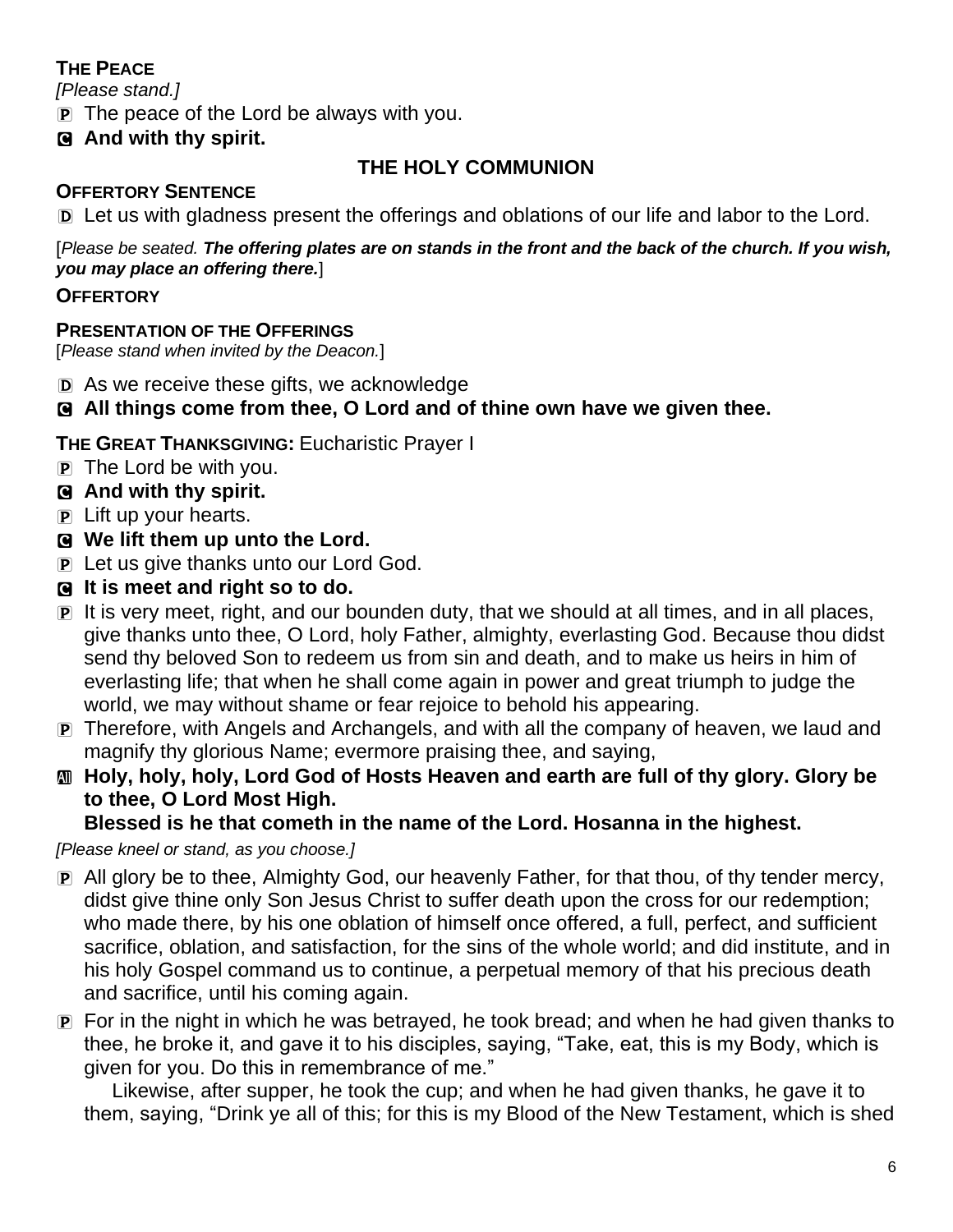**THE PEACE**

*[Please stand.]*

P The peace of the Lord be always with you.

C **And with thy spirit.**

## THE HOLY COMMUNION

**OFFERTORY SENTENCE**

D Let us with gladness present the offerings and oblations of our life and labor to the Lord.

[*Please be seated.* ***The offering plates are on stands in the front and the back of the church. If you wish, you may place an offering there.***]

**OFFERTORY**

**PRESENTATION OF THE OFFERINGS**

[*Please stand when invited by the Deacon.*]

D As we receive these gifts, we acknowledge

C **All things come from thee, O Lord and of thine own have we given thee.**

**THE GREAT THANKSGIVING:** Eucharistic Prayer I

P The Lord be with you.

C **And with thy spirit.**

P Lift up your hearts.

C **We lift them up unto the Lord.**

P Let us give thanks unto our Lord God.

C **It is meet and right so to do.**

P It is very meet, right, and our bounden duty, that we should at all times, and in all places, give thanks unto thee, O Lord, holy Father, almighty, everlasting God. Because thou didst send thy beloved Son to redeem us from sin and death, and to make us heirs in him of everlasting life; that when he shall come again in power and great triumph to judge the world, we may without shame or fear rejoice to behold his appearing.

P Therefore, with Angels and Archangels, and with all the company of heaven, we laud and magnify thy glorious Name; evermore praising thee, and saying,

All **Holy, holy, holy, Lord God of Hosts Heaven and earth are full of thy glory. Glory be to thee, O Lord Most High.**
**Blessed is he that cometh in the name of the Lord. Hosanna in the highest.**

*[Please kneel or stand, as you choose.]*

P All glory be to thee, Almighty God, our heavenly Father, for that thou, of thy tender mercy, didst give thine only Son Jesus Christ to suffer death upon the cross for our redemption; who made there, by his one oblation of himself once offered, a full, perfect, and sufficient sacrifice, oblation, and satisfaction, for the sins of the whole world; and did institute, and in his holy Gospel command us to continue, a perpetual memory of that his precious death and sacrifice, until his coming again.

P For in the night in which he was betrayed, he took bread; and when he had given thanks to thee, he broke it, and gave it to his disciples, saying, "Take, eat, this is my Body, which is given for you. Do this in remembrance of me."

Likewise, after supper, he took the cup; and when he had given thanks, he gave it to them, saying, "Drink ye all of this; for this is my Blood of the New Testament, which is shed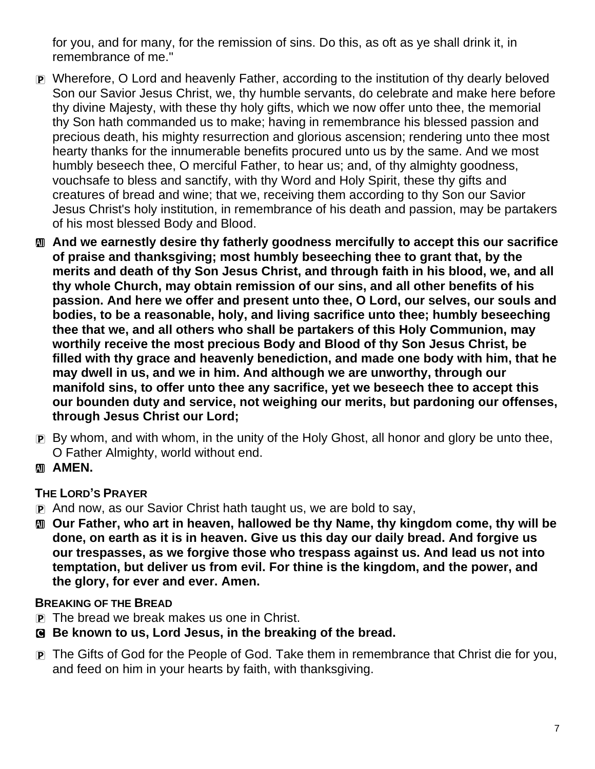for you, and for many, for the remission of sins. Do this, as oft as ye shall drink it, in remembrance of me."

P Wherefore, O Lord and heavenly Father, according to the institution of thy dearly beloved Son our Savior Jesus Christ, we, thy humble servants, do celebrate and make here before thy divine Majesty, with these thy holy gifts, which we now offer unto thee, the memorial thy Son hath commanded us to make; having in remembrance his blessed passion and precious death, his mighty resurrection and glorious ascension; rendering unto thee most hearty thanks for the innumerable benefits procured unto us by the same. And we most humbly beseech thee, O merciful Father, to hear us; and, of thy almighty goodness, vouchsafe to bless and sanctify, with thy Word and Holy Spirit, these thy gifts and creatures of bread and wine; that we, receiving them according to thy Son our Savior Jesus Christ's holy institution, in remembrance of his death and passion, may be partakers of his most blessed Body and Blood.

All **And we earnestly desire thy fatherly goodness mercifully to accept this our sacrifice of praise and thanksgiving; most humbly beseeching thee to grant that, by the merits and death of thy Son Jesus Christ, and through faith in his blood, we, and all thy whole Church, may obtain remission of our sins, and all other benefits of his passion. And here we offer and present unto thee, O Lord, our selves, our souls and bodies, to be a reasonable, holy, and living sacrifice unto thee; humbly beseeching thee that we, and all others who shall be partakers of this Holy Communion, may worthily receive the most precious Body and Blood of thy Son Jesus Christ, be filled with thy grace and heavenly benediction, and made one body with him, that he may dwell in us, and we in him. And although we are unworthy, through our manifold sins, to offer unto thee any sacrifice, yet we beseech thee to accept this our bounden duty and service, not weighing our merits, but pardoning our offenses, through Jesus Christ our Lord;**

P By whom, and with whom, in the unity of the Holy Ghost, all honor and glory be unto thee, O Father Almighty, world without end.

All **AMEN.**

### THE LORD'S PRAYER

P And now, as our Savior Christ hath taught us, we are bold to say,

All **Our Father, who art in heaven, hallowed be thy Name, thy kingdom come, thy will be done, on earth as it is in heaven. Give us this day our daily bread. And forgive us our trespasses, as we forgive those who trespass against us. And lead us not into temptation, but deliver us from evil. For thine is the kingdom, and the power, and the glory, for ever and ever. Amen.**

### BREAKING OF THE BREAD

P The bread we break makes us one in Christ.

C **Be known to us, Lord Jesus, in the breaking of the bread.**

P The Gifts of God for the People of God. Take them in remembrance that Christ die for you, and feed on him in your hearts by faith, with thanksgiving.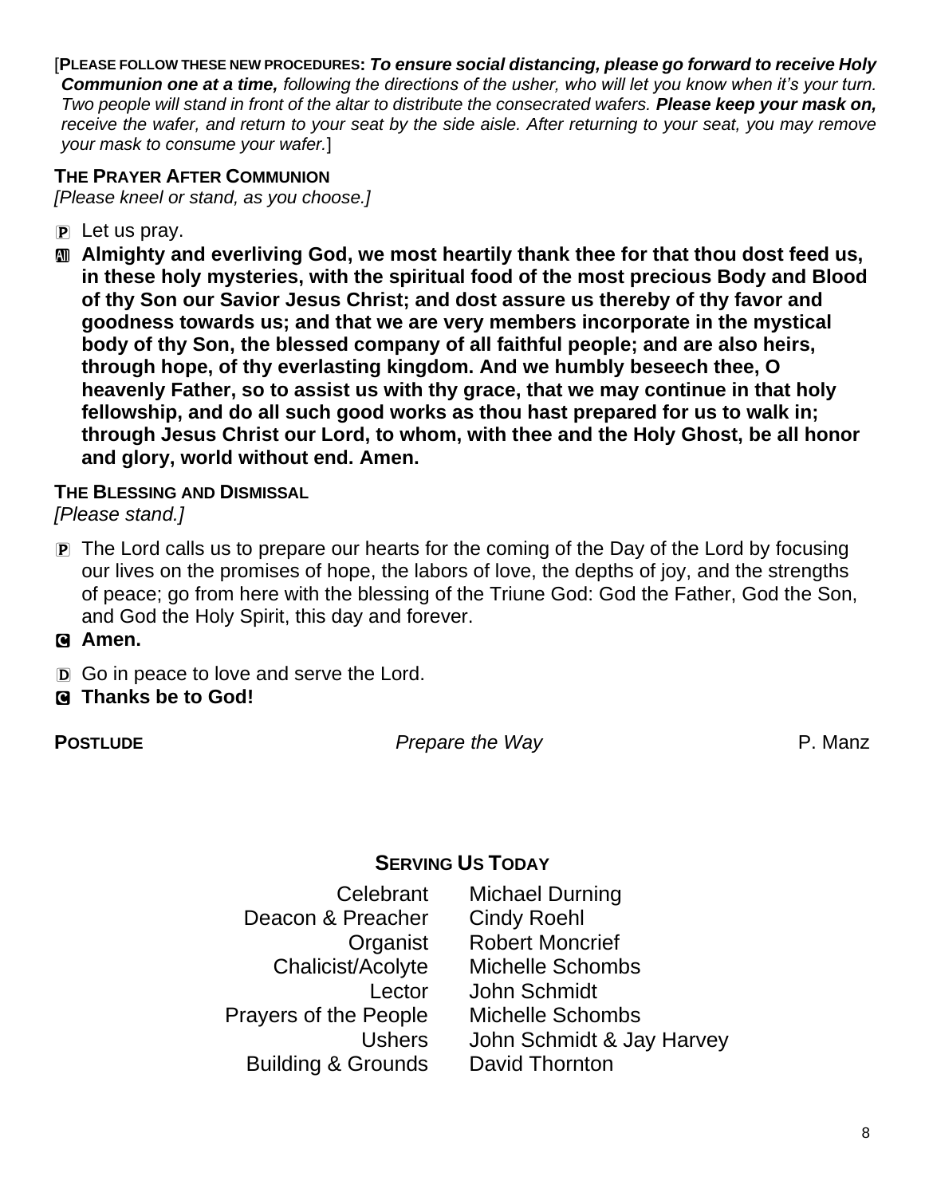[**PLEASE FOLLOW THESE NEW PROCEDURES:** ***To ensure social distancing, please go forward to receive Holy Communion one at a time,*** *following the directions of the usher, who will let you know when it's your turn. Two people will stand in front of the altar to distribute the consecrated wafers.* ***Please keep your mask on,*** *receive the wafer, and return to your seat by the side aisle. After returning to your seat, you may remove your mask to consume your wafer.*]

**THE PRAYER AFTER COMMUNION**

*[Please kneel or stand, as you choose.]*

P Let us pray.

All **Almighty and everliving God, we most heartily thank thee for that thou dost feed us, in these holy mysteries, with the spiritual food of the most precious Body and Blood of thy Son our Savior Jesus Christ; and dost assure us thereby of thy favor and goodness towards us; and that we are very members incorporate in the mystical body of thy Son, the blessed company of all faithful people; and are also heirs, through hope, of thy everlasting kingdom. And we humbly beseech thee, O heavenly Father, so to assist us with thy grace, that we may continue in that holy fellowship, and do all such good works as thou hast prepared for us to walk in; through Jesus Christ our Lord, to whom, with thee and the Holy Ghost, be all honor and glory, world without end. Amen.**

**THE BLESSING AND DISMISSAL**

*[Please stand.]*

P The Lord calls us to prepare our hearts for the coming of the Day of the Lord by focusing our lives on the promises of hope, the labors of love, the depths of joy, and the strengths of peace; go from here with the blessing of the Triune God: God the Father, God the Son, and God the Holy Spirit, this day and forever.

C **Amen.**

D Go in peace to love and serve the Lord.

C **Thanks be to God!**

**POSTLUDE** *Prepare the Way* P. Manz

**SERVING US TODAY**

| | |
|---|---|
| Celebrant | Michael Durning |
| Deacon & Preacher | Cindy Roehl |
| Organist | Robert Moncrief |
| Chalicist/Acolyte | Michelle Schombs |
| Lector | John Schmidt |
| Prayers of the People | Michelle Schombs |
| Ushers | John Schmidt & Jay Harvey |
| Building & Grounds | David Thornton |